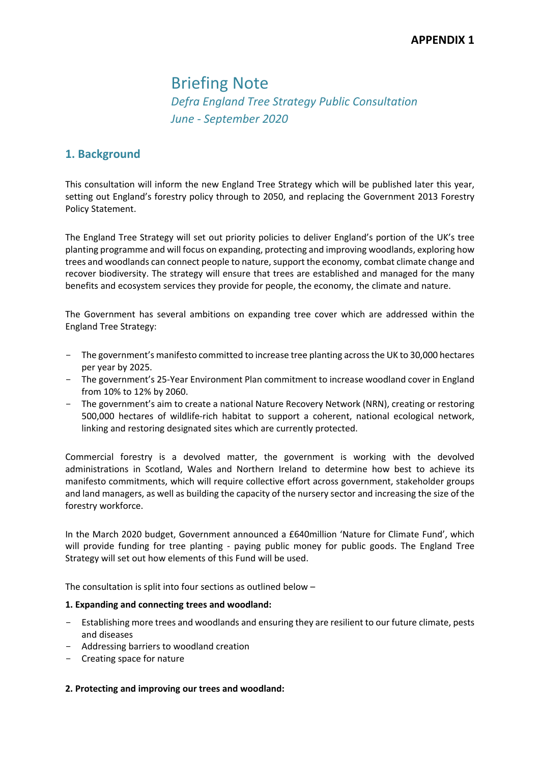**APPENDIX 1**

# Briefing Note

*Defra England Tree Strategy Public Consultation*
*June - September 2020*

## 1. Background

This consultation will inform the new England Tree Strategy which will be published later this year, setting out England's forestry policy through to 2050, and replacing the Government 2013 Forestry Policy Statement.

The England Tree Strategy will set out priority policies to deliver England's portion of the UK's tree planting programme and will focus on expanding, protecting and improving woodlands, exploring how trees and woodlands can connect people to nature, support the economy, combat climate change and recover biodiversity. The strategy will ensure that trees are established and managed for the many benefits and ecosystem services they provide for people, the economy, the climate and nature.

The Government has several ambitions on expanding tree cover which are addressed within the England Tree Strategy:

- The government's manifesto committed to increase tree planting across the UK to 30,000 hectares per year by 2025.
- The government's 25-Year Environment Plan commitment to increase woodland cover in England from 10% to 12% by 2060.
- The government's aim to create a national Nature Recovery Network (NRN), creating or restoring 500,000 hectares of wildlife-rich habitat to support a coherent, national ecological network, linking and restoring designated sites which are currently protected.

Commercial forestry is a devolved matter, the government is working with the devolved administrations in Scotland, Wales and Northern Ireland to determine how best to achieve its manifesto commitments, which will require collective effort across government, stakeholder groups and land managers, as well as building the capacity of the nursery sector and increasing the size of the forestry workforce.

In the March 2020 budget, Government announced a £640million 'Nature for Climate Fund', which will provide funding for tree planting - paying public money for public goods. The England Tree Strategy will set out how elements of this Fund will be used.

The consultation is split into four sections as outlined below –

**1. Expanding and connecting trees and woodland:**

- Establishing more trees and woodlands and ensuring they are resilient to our future climate, pests and diseases
- Addressing barriers to woodland creation
- Creating space for nature

**2. Protecting and improving our trees and woodland:**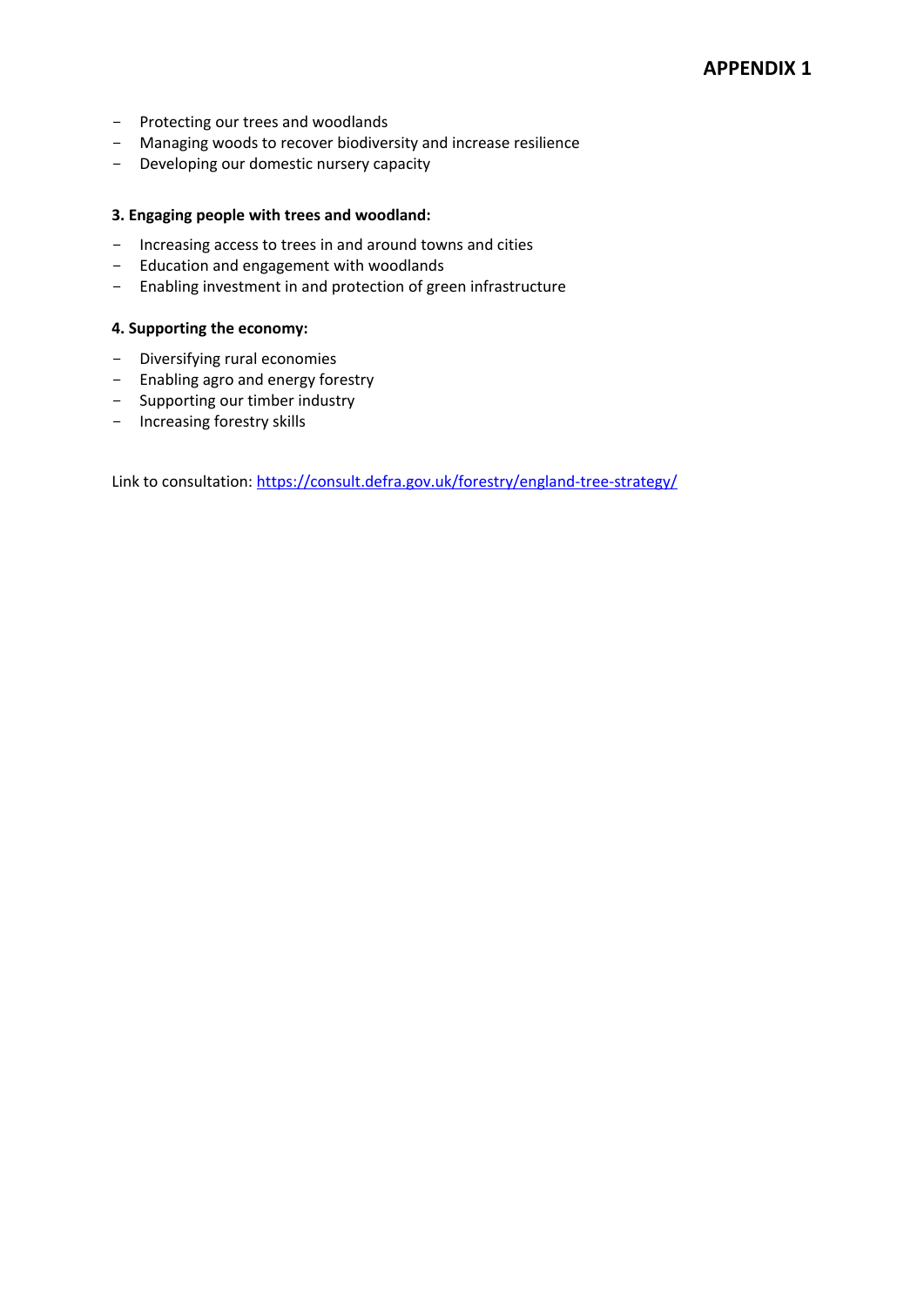- Protecting our trees and woodlands
- Managing woods to recover biodiversity and increase resilience
- Developing our domestic nursery capacity

**3. Engaging people with trees and woodland:**

- Increasing access to trees in and around towns and cities
- Education and engagement with woodlands
- Enabling investment in and protection of green infrastructure

**4. Supporting the economy:**

- Diversifying rural economies
- Enabling agro and energy forestry
- Supporting our timber industry
- Increasing forestry skills

Link to consultation: https://consult.defra.gov.uk/forestry/england-tree-strategy/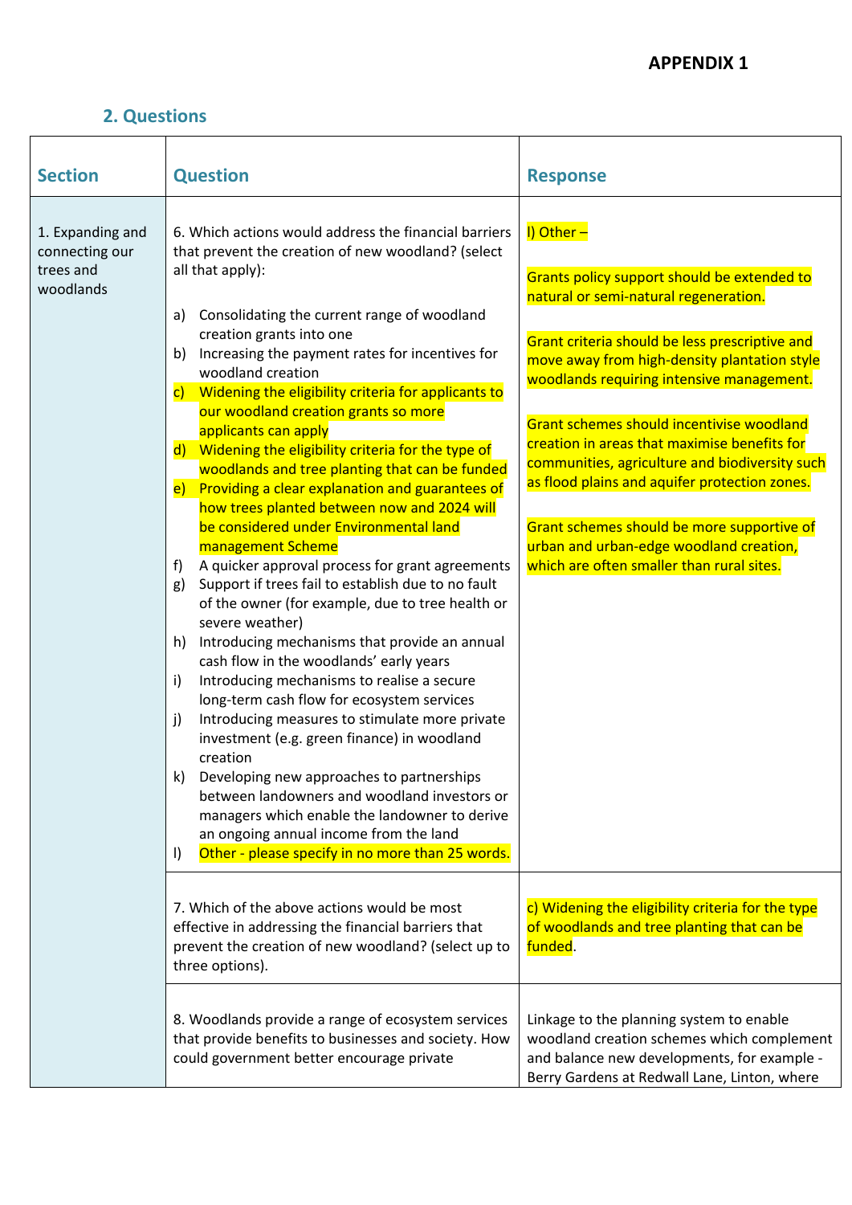**APPENDIX 1**

## 2. Questions

| Section | Question | Response |
|---|---|---|
| 1. Expanding and connecting our trees and woodlands | 6. Which actions would address the financial barriers that prevent the creation of new woodland? (select all that apply):<br><br>a) Consolidating the current range of woodland creation grants into one<br>b) Increasing the payment rates for incentives for woodland creation<br>c) Widening the eligibility criteria for applicants to our woodland creation grants so more applicants can apply<br>d) Widening the eligibility criteria for the type of woodlands and tree planting that can be funded<br>e) Providing a clear explanation and guarantees of how trees planted between now and 2024 will be considered under Environmental land management Scheme<br>f) A quicker approval process for grant agreements<br>g) Support if trees fail to establish due to no fault of the owner (for example, due to tree health or severe weather)<br>h) Introducing mechanisms that provide an annual cash flow in the woodlands' early years<br>i) Introducing mechanisms to realise a secure long-term cash flow for ecosystem services<br>j) Introducing measures to stimulate more private investment (e.g. green finance) in woodland creation<br>k) Developing new approaches to partnerships between landowners and woodland investors or managers which enable the landowner to derive an ongoing annual income from the land<br>l) Other - please specify in no more than 25 words. | l) Other –<br><br>Grants policy support should be extended to natural or semi-natural regeneration.<br><br>Grant criteria should be less prescriptive and move away from high-density plantation style woodlands requiring intensive management.<br><br>Grant schemes should incentivise woodland creation in areas that maximise benefits for communities, agriculture and biodiversity such as flood plains and aquifer protection zones.<br><br>Grant schemes should be more supportive of urban and urban-edge woodland creation, which are often smaller than rural sites. |
| | 7. Which of the above actions would be most effective in addressing the financial barriers that prevent the creation of new woodland? (select up to three options). | c) Widening the eligibility criteria for the type of woodlands and tree planting that can be funded. |
| | 8. Woodlands provide a range of ecosystem services that provide benefits to businesses and society. How could government better encourage private | Linkage to the planning system to enable woodland creation schemes which complement and balance new developments, for example - Berry Gardens at Redwall Lane, Linton, where |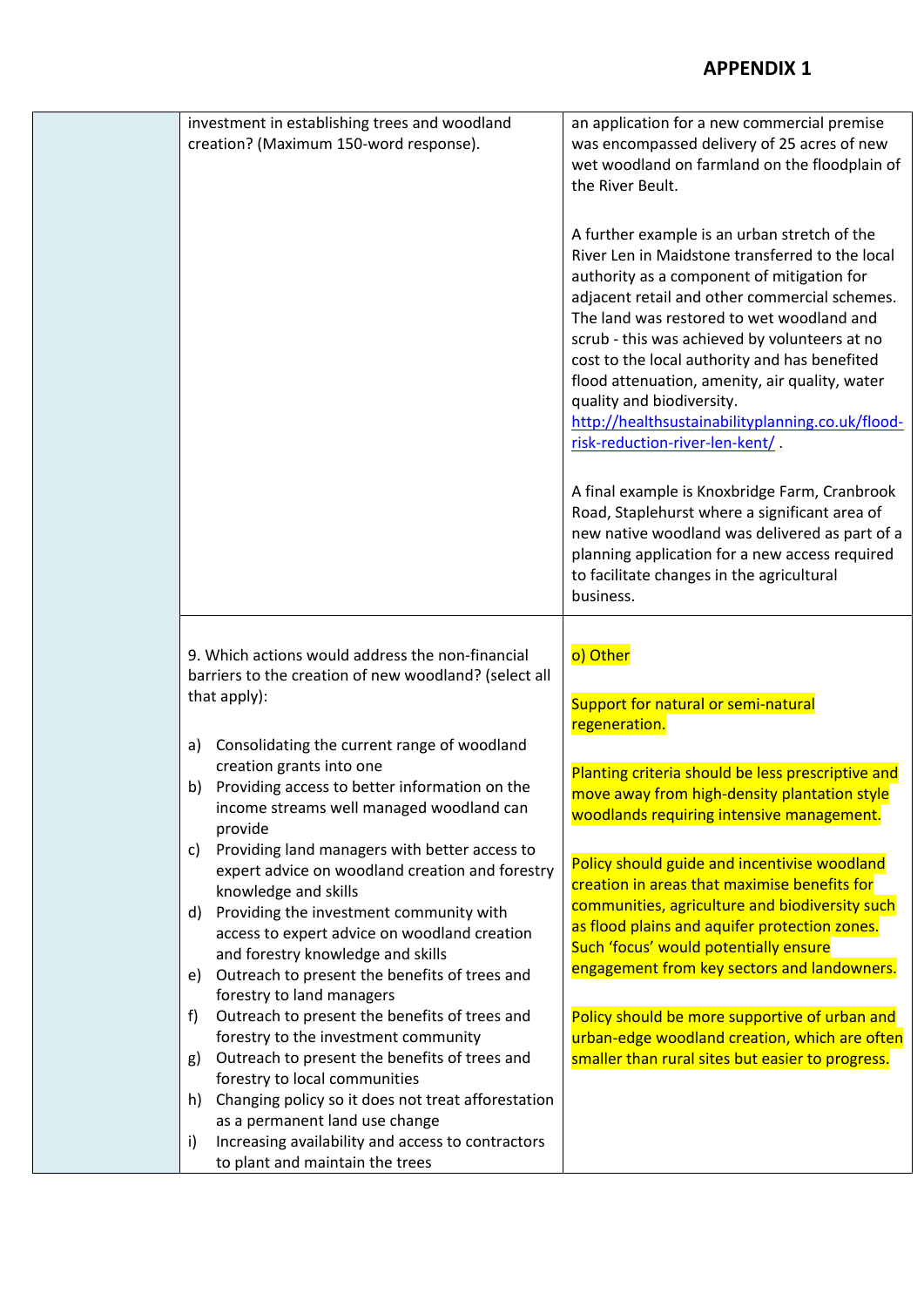**APPENDIX 1**

| | | |
|---|---|---|
| | investment in establishing trees and woodland creation? (Maximum 150-word response). | an application for a new commercial premise was encompassed delivery of 25 acres of new wet woodland on farmland on the floodplain of the River Beult.<br><br>A further example is an urban stretch of the River Len in Maidstone transferred to the local authority as a component of mitigation for adjacent retail and other commercial schemes. The land was restored to wet woodland and scrub - this was achieved by volunteers at no cost to the local authority and has benefited flood attenuation, amenity, air quality, water quality and biodiversity. [http://healthsustainabilityplanning.co.uk/flood-risk-reduction-river-len-kent/](http://healthsustainabilityplanning.co.uk/flood-risk-reduction-river-len-kent/) .<br><br>A final example is Knoxbridge Farm, Cranbrook Road, Staplehurst where a significant area of new native woodland was delivered as part of a planning application for a new access required to facilitate changes in the agricultural business. |
| | 9. Which actions would address the non-financial barriers to the creation of new woodland? (select all that apply):<br><br>a) Consolidating the current range of woodland creation grants into one<br>b) Providing access to better information on the income streams well managed woodland can provide<br>c) Providing land managers with better access to expert advice on woodland creation and forestry knowledge and skills<br>d) Providing the investment community with access to expert advice on woodland creation and forestry knowledge and skills<br>e) Outreach to present the benefits of trees and forestry to land managers<br>f) Outreach to present the benefits of trees and forestry to the investment community<br>g) Outreach to present the benefits of trees and forestry to local communities<br>h) Changing policy so it does not treat afforestation as a permanent land use change<br>i) Increasing availability and access to contractors to plant and maintain the trees | o) Other<br><br>Support for natural or semi-natural regeneration.<br><br>Planting criteria should be less prescriptive and move away from high-density plantation style woodlands requiring intensive management.<br><br>Policy should guide and incentivise woodland creation in areas that maximise benefits for communities, agriculture and biodiversity such as flood plains and aquifer protection zones. Such 'focus' would potentially ensure engagement from key sectors and landowners.<br><br>Policy should be more supportive of urban and urban-edge woodland creation, which are often smaller than rural sites but easier to progress. |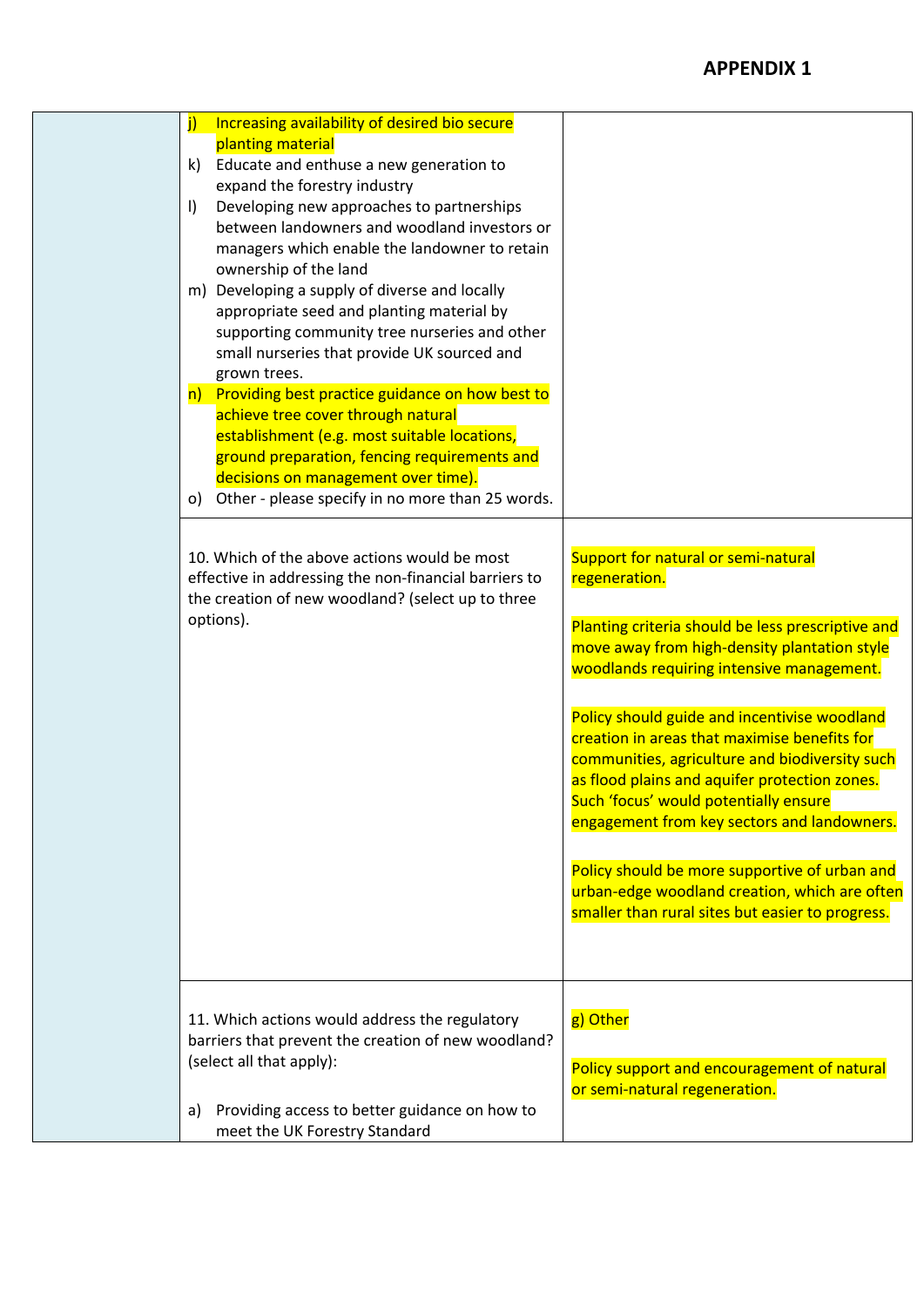# APPENDIX 1

| | | |
|---|---|---|
| | j) Increasing availability of desired bio secure planting material<br>k) Educate and enthuse a new generation to expand the forestry industry<br>l) Developing new approaches to partnerships between landowners and woodland investors or managers which enable the landowner to retain ownership of the land<br>m) Developing a supply of diverse and locally appropriate seed and planting material by supporting community tree nurseries and other small nurseries that provide UK sourced and grown trees.<br>n) Providing best practice guidance on how best to achieve tree cover through natural establishment (e.g. most suitable locations, ground preparation, fencing requirements and decisions on management over time).<br>o) Other - please specify in no more than 25 words. | |
| | 10. Which of the above actions would be most effective in addressing the non-financial barriers to the creation of new woodland? (select up to three options). | Support for natural or semi-natural regeneration.<br><br>Planting criteria should be less prescriptive and move away from high-density plantation style woodlands requiring intensive management.<br><br>Policy should guide and incentivise woodland creation in areas that maximise benefits for communities, agriculture and biodiversity such as flood plains and aquifer protection zones. Such 'focus' would potentially ensure engagement from key sectors and landowners.<br><br>Policy should be more supportive of urban and urban-edge woodland creation, which are often smaller than rural sites but easier to progress. |
| | 11. Which actions would address the regulatory barriers that prevent the creation of new woodland? (select all that apply):<br><br>a) Providing access to better guidance on how to meet the UK Forestry Standard | g) Other<br><br>Policy support and encouragement of natural or semi-natural regeneration. |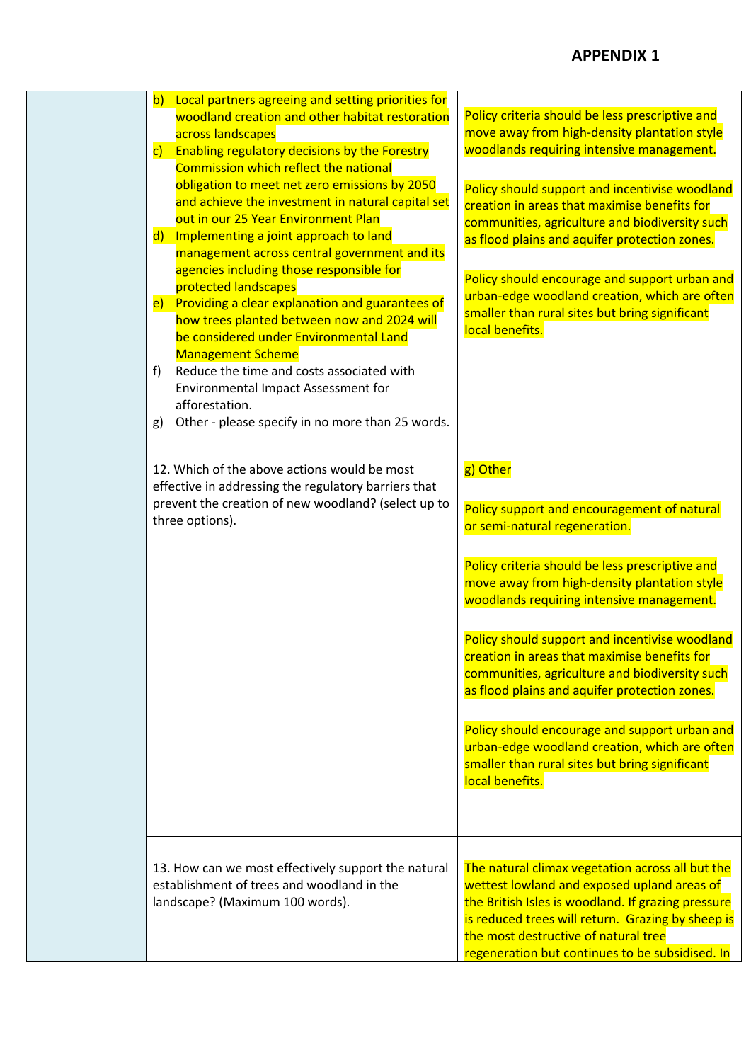## APPENDIX 1

| | | |
|---|---|---|
| | b) Local partners agreeing and setting priorities for woodland creation and other habitat restoration across landscapes<br>c) Enabling regulatory decisions by the Forestry Commission which reflect the national obligation to meet net zero emissions by 2050 and achieve the investment in natural capital set out in our 25 Year Environment Plan<br>d) Implementing a joint approach to land management across central government and its agencies including those responsible for protected landscapes<br>e) Providing a clear explanation and guarantees of how trees planted between now and 2024 will be considered under Environmental Land Management Scheme<br>f) Reduce the time and costs associated with Environmental Impact Assessment for afforestation.<br>g) Other - please specify in no more than 25 words. | Policy criteria should be less prescriptive and move away from high-density plantation style woodlands requiring intensive management.<br><br>Policy should support and incentivise woodland creation in areas that maximise benefits for communities, agriculture and biodiversity such as flood plains and aquifer protection zones.<br><br>Policy should encourage and support urban and urban-edge woodland creation, which are often smaller than rural sites but bring significant local benefits. |
| | 12. Which of the above actions would be most effective in addressing the regulatory barriers that prevent the creation of new woodland? (select up to three options). | g) Other<br><br>Policy support and encouragement of natural or semi-natural regeneration.<br><br>Policy criteria should be less prescriptive and move away from high-density plantation style woodlands requiring intensive management.<br><br>Policy should support and incentivise woodland creation in areas that maximise benefits for communities, agriculture and biodiversity such as flood plains and aquifer protection zones.<br><br>Policy should encourage and support urban and urban-edge woodland creation, which are often smaller than rural sites but bring significant local benefits. |
| | 13. How can we most effectively support the natural establishment of trees and woodland in the landscape? (Maximum 100 words). | The natural climax vegetation across all but the wettest lowland and exposed upland areas of the British Isles is woodland. If grazing pressure is reduced trees will return. Grazing by sheep is the most destructive of natural tree regeneration but continues to be subsidised. In |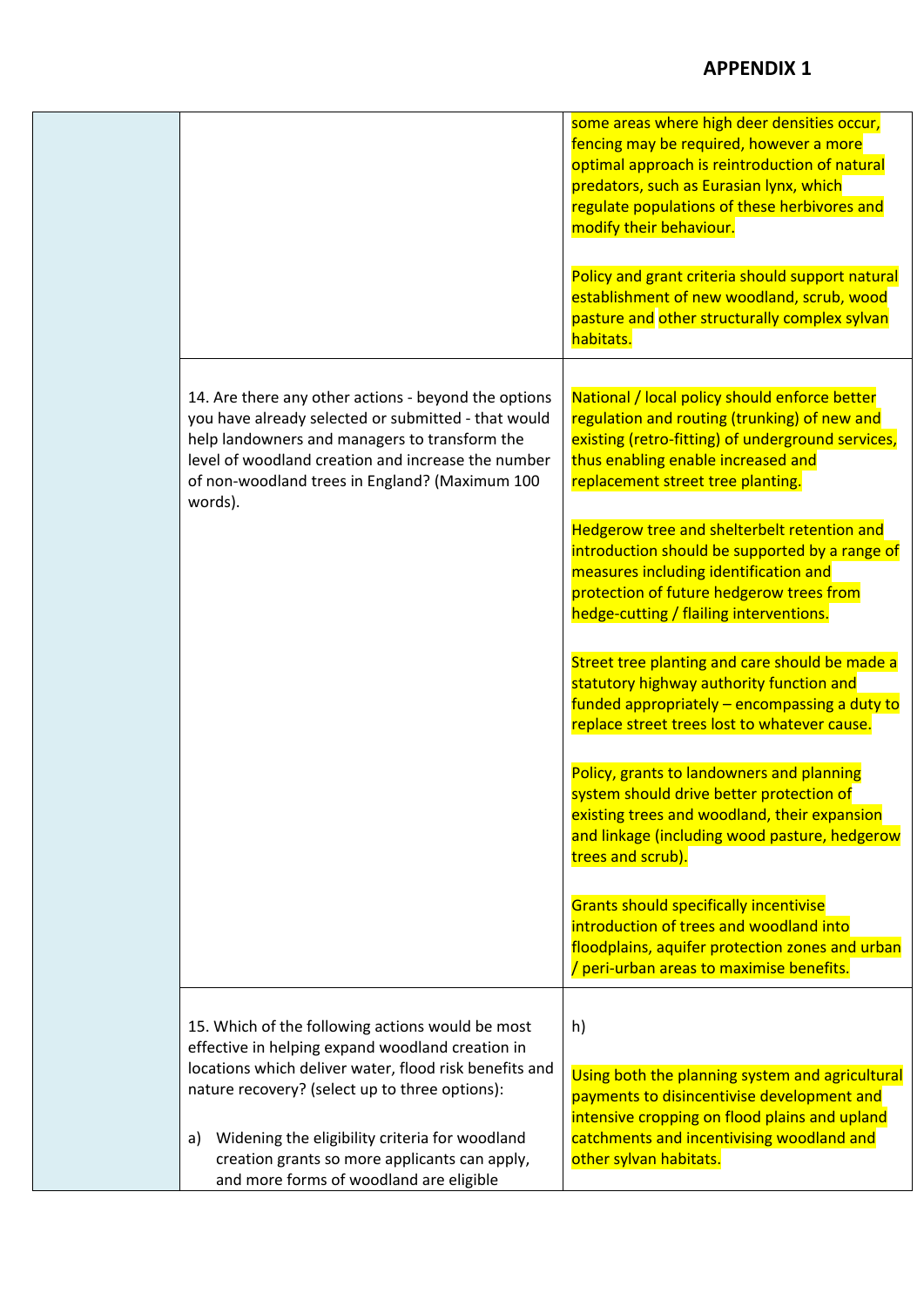## APPENDIX 1

| | | |
|---|---|---|
| | | some areas where high deer densities occur, fencing may be required, however a more optimal approach is reintroduction of natural predators, such as Eurasian lynx, which regulate populations of these herbivores and modify their behaviour.<br><br>Policy and grant criteria should support natural establishment of new woodland, scrub, wood pasture and other structurally complex sylvan habitats. |
| | 14. Are there any other actions - beyond the options you have already selected or submitted - that would help landowners and managers to transform the level of woodland creation and increase the number of non-woodland trees in England? (Maximum 100 words). | National / local policy should enforce better regulation and routing (trunking) of new and existing (retro-fitting) of underground services, thus enabling enable increased and replacement street tree planting.<br><br>Hedgerow tree and shelterbelt retention and introduction should be supported by a range of measures including identification and protection of future hedgerow trees from hedge-cutting / flailing interventions.<br><br>Street tree planting and care should be made a statutory highway authority function and funded appropriately – encompassing a duty to replace street trees lost to whatever cause.<br><br>Policy, grants to landowners and planning system should drive better protection of existing trees and woodland, their expansion and linkage (including wood pasture, hedgerow trees and scrub).<br><br>Grants should specifically incentivise introduction of trees and woodland into floodplains, aquifer protection zones and urban / peri-urban areas to maximise benefits. |
| | 15. Which of the following actions would be most effective in helping expand woodland creation in locations which deliver water, flood risk benefits and nature recovery? (select up to three options):<br><br>a) Widening the eligibility criteria for woodland creation grants so more applicants can apply, and more forms of woodland are eligible | h)<br><br>Using both the planning system and agricultural payments to disincentivise development and intensive cropping on flood plains and upland catchments and incentivising woodland and other sylvan habitats. |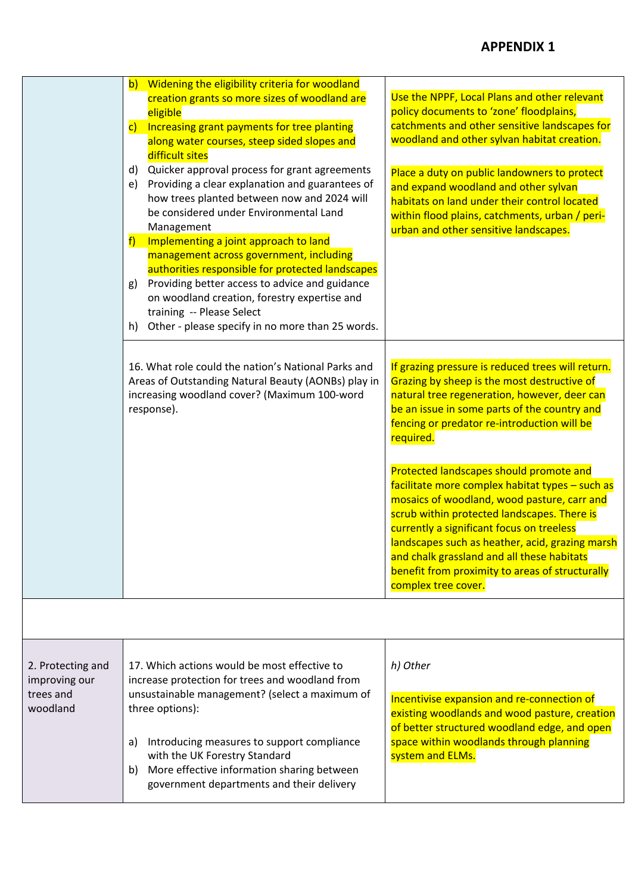**APPENDIX 1**

| | | |
|---|---|---|
| | b) Widening the eligibility criteria for woodland creation grants so more sizes of woodland are eligible<br>c) Increasing grant payments for tree planting along water courses, steep sided slopes and difficult sites<br>d) Quicker approval process for grant agreements<br>e) Providing a clear explanation and guarantees of how trees planted between now and 2024 will be considered under Environmental Land Management<br>f) Implementing a joint approach to land management across government, including authorities responsible for protected landscapes<br>g) Providing better access to advice and guidance on woodland creation, forestry expertise and training -- Please Select<br>h) Other - please specify in no more than 25 words. | Use the NPPF, Local Plans and other relevant policy documents to 'zone' floodplains, catchments and other sensitive landscapes for woodland and other sylvan habitat creation.<br><br>Place a duty on public landowners to protect and expand woodland and other sylvan habitats on land under their control located within flood plains, catchments, urban / peri-urban and other sensitive landscapes. |
| | 16. What role could the nation's National Parks and Areas of Outstanding Natural Beauty (AONBs) play in increasing woodland cover? (Maximum 100-word response). | If grazing pressure is reduced trees will return. Grazing by sheep is the most destructive of natural tree regeneration, however, deer can be an issue in some parts of the country and fencing or predator re-introduction will be required.<br><br>Protected landscapes should promote and facilitate more complex habitat types – such as mosaics of woodland, wood pasture, carr and scrub within protected landscapes. There is currently a significant focus on treeless landscapes such as heather, acid, grazing marsh and chalk grassland and all these habitats benefit from proximity to areas of structurally complex tree cover. |
| | | |
| 2. Protecting and improving our trees and woodland | 17. Which actions would be most effective to increase protection for trees and woodland from unsustainable management? (select a maximum of three options):<br><br>a) Introducing measures to support compliance with the UK Forestry Standard<br>b) More effective information sharing between government departments and their delivery | *h) Other*<br><br>Incentivise expansion and re-connection of existing woodlands and wood pasture, creation of better structured woodland edge, and open space within woodlands through planning system and ELMs. |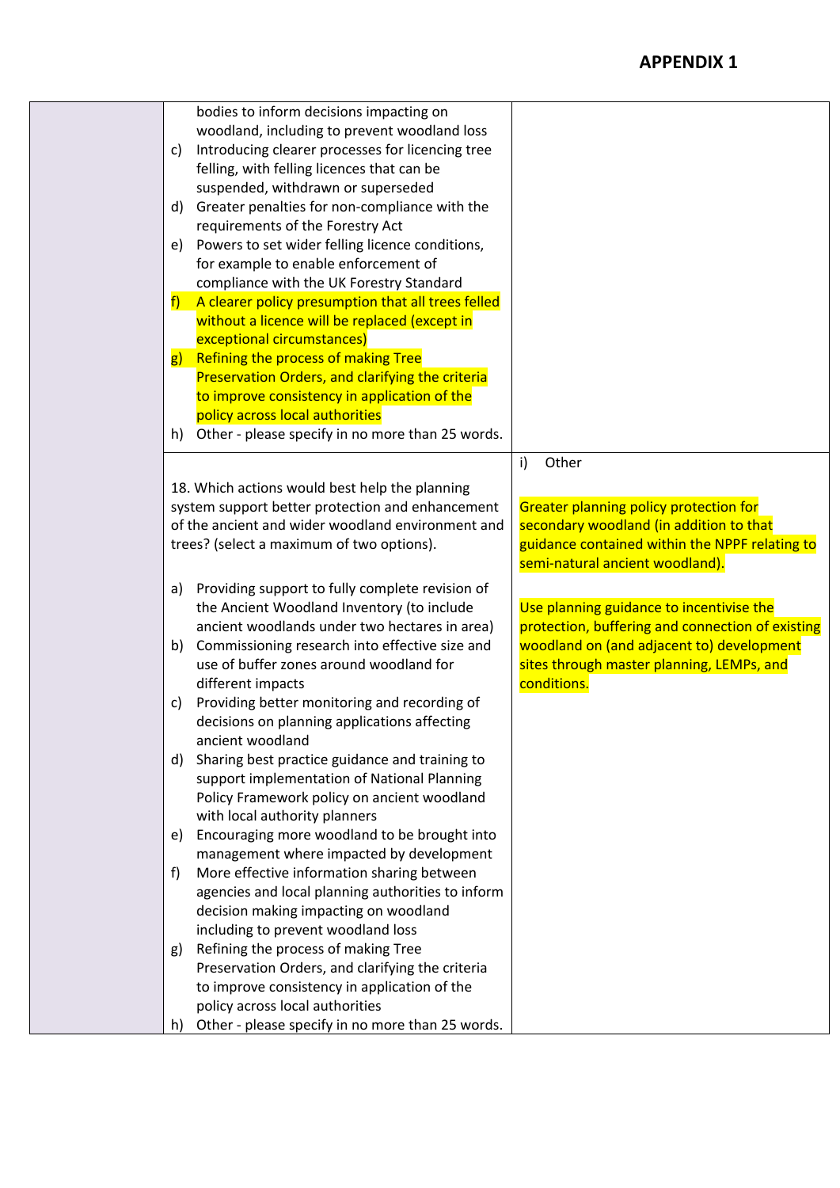## APPENDIX 1

| | | |
|---|---|---|
| | bodies to inform decisions impacting on woodland, including to prevent woodland loss<br>c) Introducing clearer processes for licencing tree felling, with felling licences that can be suspended, withdrawn or superseded<br>d) Greater penalties for non-compliance with the requirements of the Forestry Act<br>e) Powers to set wider felling licence conditions, for example to enable enforcement of compliance with the UK Forestry Standard<br>f) A clearer policy presumption that all trees felled without a licence will be replaced (except in exceptional circumstances)<br>g) Refining the process of making Tree Preservation Orders, and clarifying the criteria to improve consistency in application of the policy across local authorities<br>h) Other - please specify in no more than 25 words. | |
| | 18. Which actions would best help the planning system support better protection and enhancement of the ancient and wider woodland environment and trees? (select a maximum of two options).<br><br>a) Providing support to fully complete revision of the Ancient Woodland Inventory (to include ancient woodlands under two hectares in area)<br>b) Commissioning research into effective size and use of buffer zones around woodland for different impacts<br>c) Providing better monitoring and recording of decisions on planning applications affecting ancient woodland<br>d) Sharing best practice guidance and training to support implementation of National Planning Policy Framework policy on ancient woodland with local authority planners<br>e) Encouraging more woodland to be brought into management where impacted by development<br>f) More effective information sharing between agencies and local planning authorities to inform decision making impacting on woodland including to prevent woodland loss<br>g) Refining the process of making Tree Preservation Orders, and clarifying the criteria to improve consistency in application of the policy across local authorities<br>h) Other - please specify in no more than 25 words. | i) Other<br><br>Greater planning policy protection for secondary woodland (in addition to that guidance contained within the NPPF relating to semi-natural ancient woodland).<br><br>Use planning guidance to incentivise the protection, buffering and connection of existing woodland on (and adjacent to) development sites through master planning, LEMPs, and conditions. |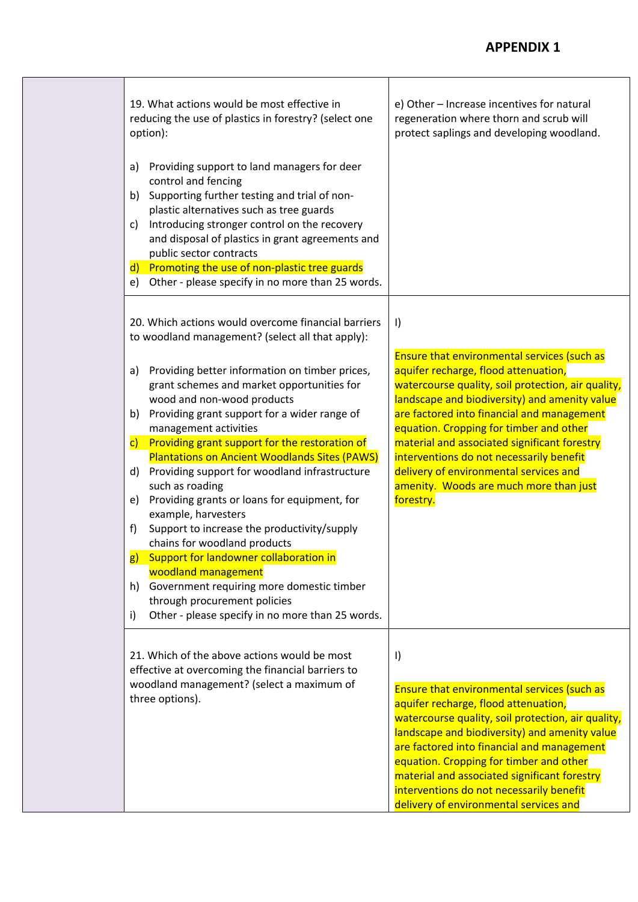## APPENDIX 1

| | | |
|---|---|---|
| | 19. What actions would be most effective in reducing the use of plastics in forestry? (select one option):<br><br>a) Providing support to land managers for deer control and fencing<br>b) Supporting further testing and trial of non-plastic alternatives such as tree guards<br>c) Introducing stronger control on the recovery and disposal of plastics in grant agreements and public sector contracts<br>d) Promoting the use of non-plastic tree guards<br>e) Other - please specify in no more than 25 words. | e) Other – Increase incentives for natural regeneration where thorn and scrub will protect saplings and developing woodland. |
| | 20. Which actions would overcome financial barriers to woodland management? (select all that apply):<br><br>a) Providing better information on timber prices, grant schemes and market opportunities for wood and non-wood products<br>b) Providing grant support for a wider range of management activities<br>c) Providing grant support for the restoration of Plantations on Ancient Woodlands Sites (PAWS)<br>d) Providing support for woodland infrastructure such as roading<br>e) Providing grants or loans for equipment, for example, harvesters<br>f) Support to increase the productivity/supply chains for woodland products<br>g) Support for landowner collaboration in woodland management<br>h) Government requiring more domestic timber through procurement policies<br>i) Other - please specify in no more than 25 words. | I)<br><br>Ensure that environmental services (such as aquifer recharge, flood attenuation, watercourse quality, soil protection, air quality, landscape and biodiversity) and amenity value are factored into financial and management equation. Cropping for timber and other material and associated significant forestry interventions do not necessarily benefit delivery of environmental services and amenity. Woods are much more than just forestry. |
| | 21. Which of the above actions would be most effective at overcoming the financial barriers to woodland management? (select a maximum of three options). | I)<br><br>Ensure that environmental services (such as aquifer recharge, flood attenuation, watercourse quality, soil protection, air quality, landscape and biodiversity) and amenity value are factored into financial and management equation. Cropping for timber and other material and associated significant forestry interventions do not necessarily benefit delivery of environmental services and |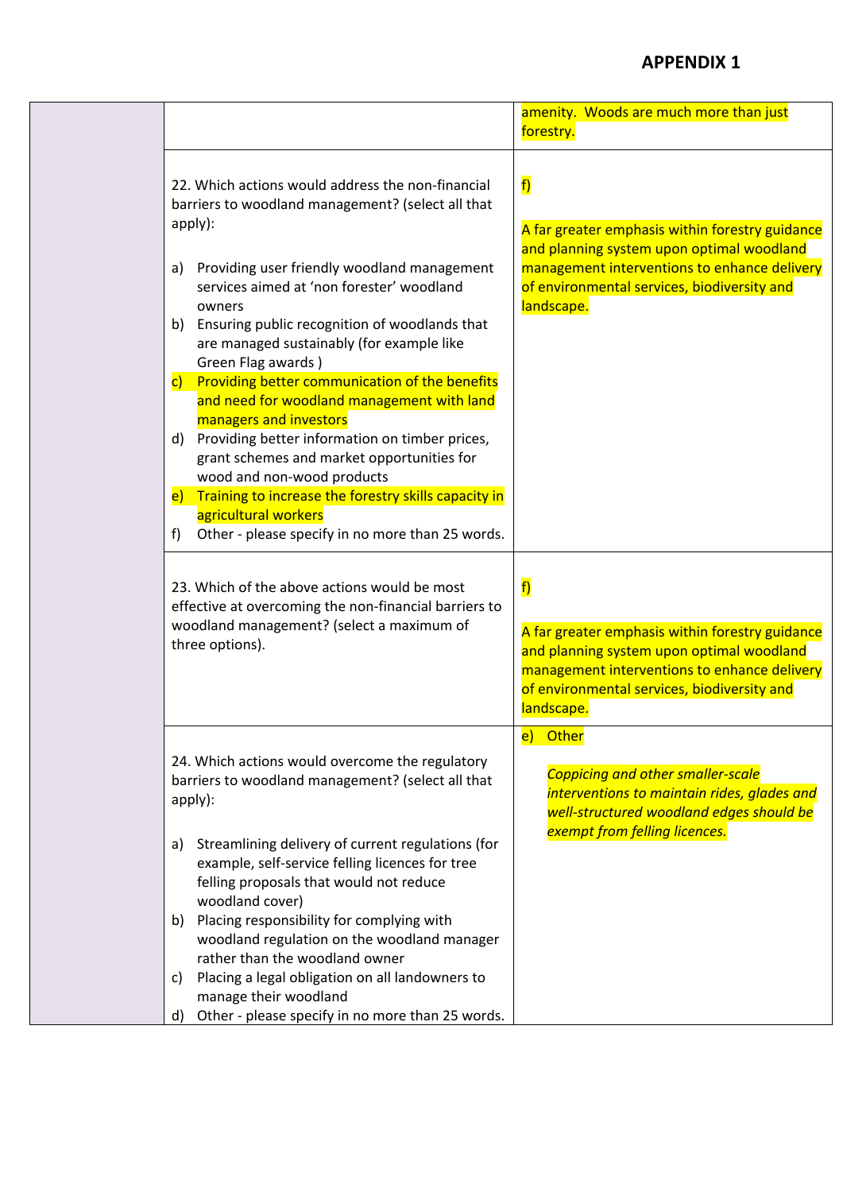**APPENDIX 1**

| | | |
|---|---|---|
| | | amenity. Woods are much more than just forestry. |
| | 22. Which actions would address the non-financial barriers to woodland management? (select all that apply):<br><br>a) Providing user friendly woodland management services aimed at 'non forester' woodland owners<br>b) Ensuring public recognition of woodlands that are managed sustainably (for example like Green Flag awards )<br>c) Providing better communication of the benefits and need for woodland management with land managers and investors<br>d) Providing better information on timber prices, grant schemes and market opportunities for wood and non-wood products<br>e) Training to increase the forestry skills capacity in agricultural workers<br>f) Other - please specify in no more than 25 words. | f)<br><br>A far greater emphasis within forestry guidance and planning system upon optimal woodland management interventions to enhance delivery of environmental services, biodiversity and landscape. |
| | 23. Which of the above actions would be most effective at overcoming the non-financial barriers to woodland management? (select a maximum of three options). | f)<br><br>A far greater emphasis within forestry guidance and planning system upon optimal woodland management interventions to enhance delivery of environmental services, biodiversity and landscape. |
| | 24. Which actions would overcome the regulatory barriers to woodland management? (select all that apply):<br><br>a) Streamlining delivery of current regulations (for example, self-service felling licences for tree felling proposals that would not reduce woodland cover)<br>b) Placing responsibility for complying with woodland regulation on the woodland manager rather than the woodland owner<br>c) Placing a legal obligation on all landowners to manage their woodland<br>d) Other - please specify in no more than 25 words. | e) Other<br><br>*Coppicing and other smaller-scale interventions to maintain rides, glades and well-structured woodland edges should be exempt from felling licences.* |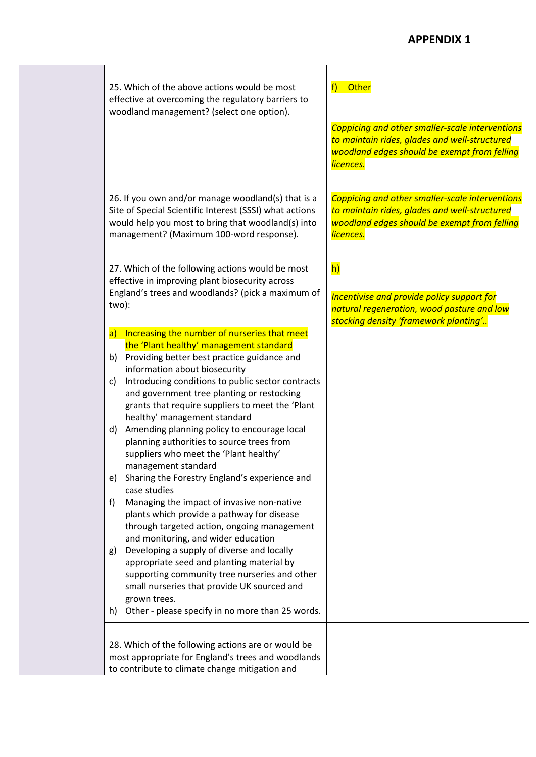# APPENDIX 1

| | | |
|---|---|---|
| | 25. Which of the above actions would be most effective at overcoming the regulatory barriers to woodland management? (select one option). | f) Other<br><br>*Coppicing and other smaller-scale interventions to maintain rides, glades and well-structured woodland edges should be exempt from felling licences.* |
| | 26. If you own and/or manage woodland(s) that is a Site of Special Scientific Interest (SSSI) what actions would help you most to bring that woodland(s) into management? (Maximum 100-word response). | *Coppicing and other smaller-scale interventions to maintain rides, glades and well-structured woodland edges should be exempt from felling licences.* |
| | 27. Which of the following actions would be most effective in improving plant biosecurity across England's trees and woodlands? (pick a maximum of two):<br><br>a) Increasing the number of nurseries that meet the 'Plant healthy' management standard<br>b) Providing better best practice guidance and information about biosecurity<br>c) Introducing conditions to public sector contracts and government tree planting or restocking grants that require suppliers to meet the 'Plant healthy' management standard<br>d) Amending planning policy to encourage local planning authorities to source trees from suppliers who meet the 'Plant healthy' management standard<br>e) Sharing the Forestry England's experience and case studies<br>f) Managing the impact of invasive non-native plants which provide a pathway for disease through targeted action, ongoing management and monitoring, and wider education<br>g) Developing a supply of diverse and locally appropriate seed and planting material by supporting community tree nurseries and other small nurseries that provide UK sourced and grown trees.<br>h) Other - please specify in no more than 25 words. | h)<br><br>*Incentivise and provide policy support for natural regeneration, wood pasture and low stocking density 'framework planting'..* |
| | 28. Which of the following actions are or would be most appropriate for England's trees and woodlands to contribute to climate change mitigation and | |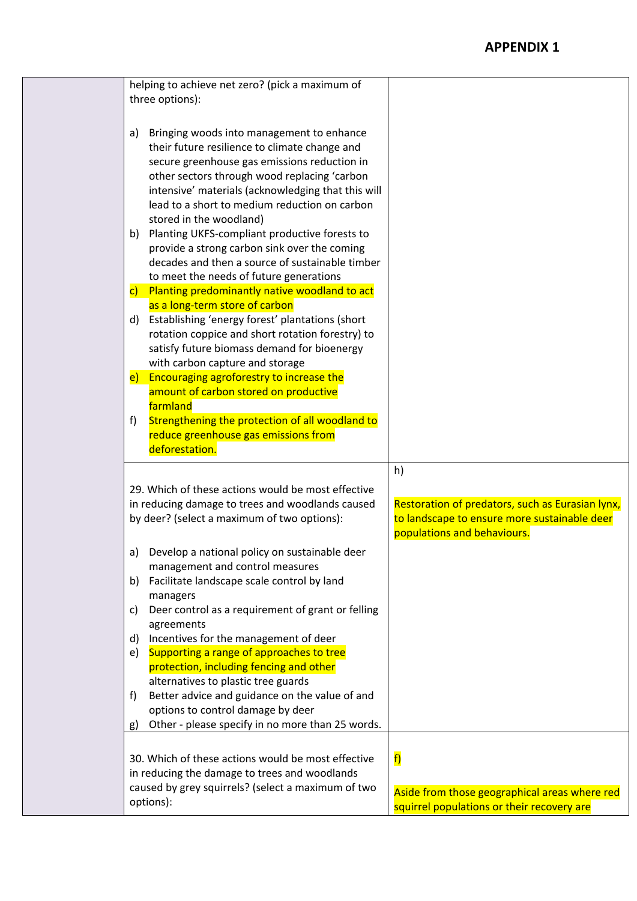# APPENDIX 1

| | | |
|---|---|---|
| | helping to achieve net zero? (pick a maximum of three options):<br><br>a) Bringing woods into management to enhance their future resilience to climate change and secure greenhouse gas emissions reduction in other sectors through wood replacing 'carbon intensive' materials (acknowledging that this will lead to a short to medium reduction on carbon stored in the woodland)<br>b) Planting UKFS-compliant productive forests to provide a strong carbon sink over the coming decades and then a source of sustainable timber to meet the needs of future generations<br>c) Planting predominantly native woodland to act as a long-term store of carbon<br>d) Establishing 'energy forest' plantations (short rotation coppice and short rotation forestry) to satisfy future biomass demand for bioenergy with carbon capture and storage<br>e) Encouraging agroforestry to increase the amount of carbon stored on productive farmland<br>f) Strengthening the protection of all woodland to reduce greenhouse gas emissions from deforestation. | |
| | 29. Which of these actions would be most effective in reducing damage to trees and woodlands caused by deer? (select a maximum of two options):<br><br>a) Develop a national policy on sustainable deer management and control measures<br>b) Facilitate landscape scale control by land managers<br>c) Deer control as a requirement of grant or felling agreements<br>d) Incentives for the management of deer<br>e) Supporting a range of approaches to tree protection, including fencing and other alternatives to plastic tree guards<br>f) Better advice and guidance on the value of and options to control damage by deer<br>g) Other - please specify in no more than 25 words. | h)<br><br>Restoration of predators, such as Eurasian lynx, to landscape to ensure more sustainable deer populations and behaviours. |
| | 30. Which of these actions would be most effective in reducing the damage to trees and woodlands caused by grey squirrels? (select a maximum of two options): | f)<br><br>Aside from those geographical areas where red squirrel populations or their recovery are |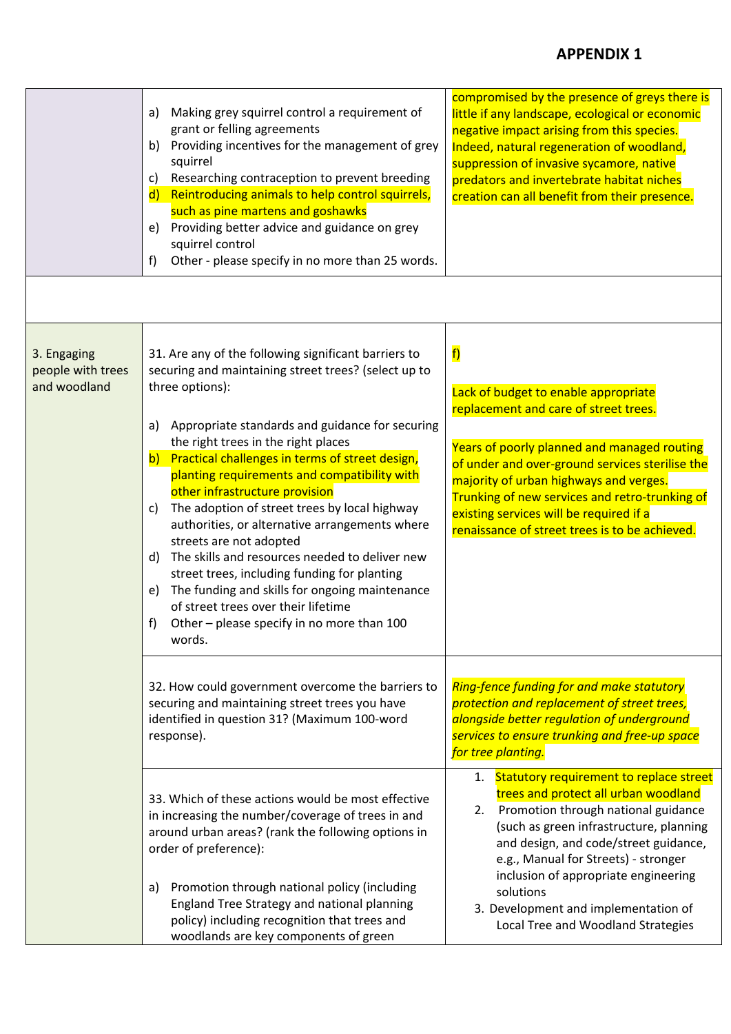## APPENDIX 1

| | | |
|---|---|---|
| | a) Making grey squirrel control a requirement of grant or felling agreements<br>b) Providing incentives for the management of grey squirrel<br>c) Researching contraception to prevent breeding<br>d) Reintroducing animals to help control squirrels, such as pine martens and goshawks<br>e) Providing better advice and guidance on grey squirrel control<br>f) Other - please specify in no more than 25 words. | compromised by the presence of greys there is little if any landscape, ecological or economic negative impact arising from this species. Indeed, natural regeneration of woodland, suppression of invasive sycamore, native predators and invertebrate habitat niches creation can all benefit from their presence. |
| | | |
| 3. Engaging people with trees and woodland | 31. Are any of the following significant barriers to securing and maintaining street trees? (select up to three options):<br><br>a) Appropriate standards and guidance for securing the right trees in the right places<br>b) Practical challenges in terms of street design, planting requirements and compatibility with other infrastructure provision<br>c) The adoption of street trees by local highway authorities, or alternative arrangements where streets are not adopted<br>d) The skills and resources needed to deliver new street trees, including funding for planting<br>e) The funding and skills for ongoing maintenance of street trees over their lifetime<br>f) Other – please specify in no more than 100 words. | f)<br><br>Lack of budget to enable appropriate replacement and care of street trees.<br><br>Years of poorly planned and managed routing of under and over-ground services sterilise the majority of urban highways and verges. Trunking of new services and retro-trunking of existing services will be required if a renaissance of street trees is to be achieved. |
| | 32. How could government overcome the barriers to securing and maintaining street trees you have identified in question 31? (Maximum 100-word response). | *Ring-fence funding for and make statutory protection and replacement of street trees, alongside better regulation of underground services to ensure trunking and free-up space for tree planting.* |
| | 33. Which of these actions would be most effective in increasing the number/coverage of trees in and around urban areas? (rank the following options in order of preference):<br><br>a) Promotion through national policy (including England Tree Strategy and national planning policy) including recognition that trees and woodlands are key components of green | 1. Statutory requirement to replace street trees and protect all urban woodland<br>2. Promotion through national guidance (such as green infrastructure, planning and design, and code/street guidance, e.g., Manual for Streets) - stronger inclusion of appropriate engineering solutions<br>3. Development and implementation of Local Tree and Woodland Strategies |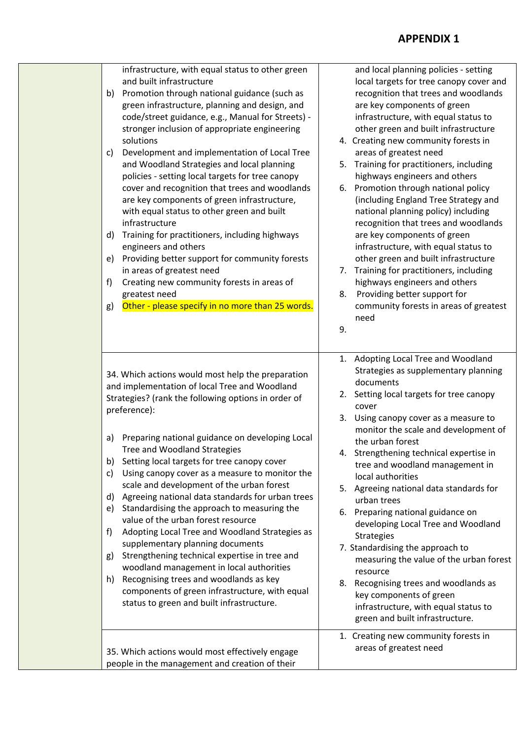## APPENDIX 1

| | | |
|---|---|---|
| | infrastructure, with equal status to other green and built infrastructure<br>b) Promotion through national guidance (such as green infrastructure, planning and design, and code/street guidance, e.g., Manual for Streets) - stronger inclusion of appropriate engineering solutions<br>c) Development and implementation of Local Tree and Woodland Strategies and local planning policies - setting local targets for tree canopy cover and recognition that trees and woodlands are key components of green infrastructure, with equal status to other green and built infrastructure<br>d) Training for practitioners, including highways engineers and others<br>e) Providing better support for community forests in areas of greatest need<br>f) Creating new community forests in areas of greatest need<br>g) Other - please specify in no more than 25 words. | and local planning policies - setting local targets for tree canopy cover and recognition that trees and woodlands are key components of green infrastructure, with equal status to other green and built infrastructure<br>4. Creating new community forests in areas of greatest need<br>5. Training for practitioners, including highways engineers and others<br>6. Promotion through national policy (including England Tree Strategy and national planning policy) including recognition that trees and woodlands are key components of green infrastructure, with equal status to other green and built infrastructure<br>7. Training for practitioners, including highways engineers and others<br>8. Providing better support for community forests in areas of greatest need<br>9. |
| | 34. Which actions would most help the preparation and implementation of local Tree and Woodland Strategies? (rank the following options in order of preference):<br><br>a) Preparing national guidance on developing Local Tree and Woodland Strategies<br>b) Setting local targets for tree canopy cover<br>c) Using canopy cover as a measure to monitor the scale and development of the urban forest<br>d) Agreeing national data standards for urban trees<br>e) Standardising the approach to measuring the value of the urban forest resource<br>f) Adopting Local Tree and Woodland Strategies as supplementary planning documents<br>g) Strengthening technical expertise in tree and woodland management in local authorities<br>h) Recognising trees and woodlands as key components of green infrastructure, with equal status to green and built infrastructure. | 1. Adopting Local Tree and Woodland Strategies as supplementary planning documents<br>2. Setting local targets for tree canopy cover<br>3. Using canopy cover as a measure to monitor the scale and development of the urban forest<br>4. Strengthening technical expertise in tree and woodland management in local authorities<br>5. Agreeing national data standards for urban trees<br>6. Preparing national guidance on developing Local Tree and Woodland Strategies<br>7. Standardising the approach to measuring the value of the urban forest resource<br>8. Recognising trees and woodlands as key components of green infrastructure, with equal status to green and built infrastructure. |
| | 35. Which actions would most effectively engage people in the management and creation of their | 1. Creating new community forests in areas of greatest need |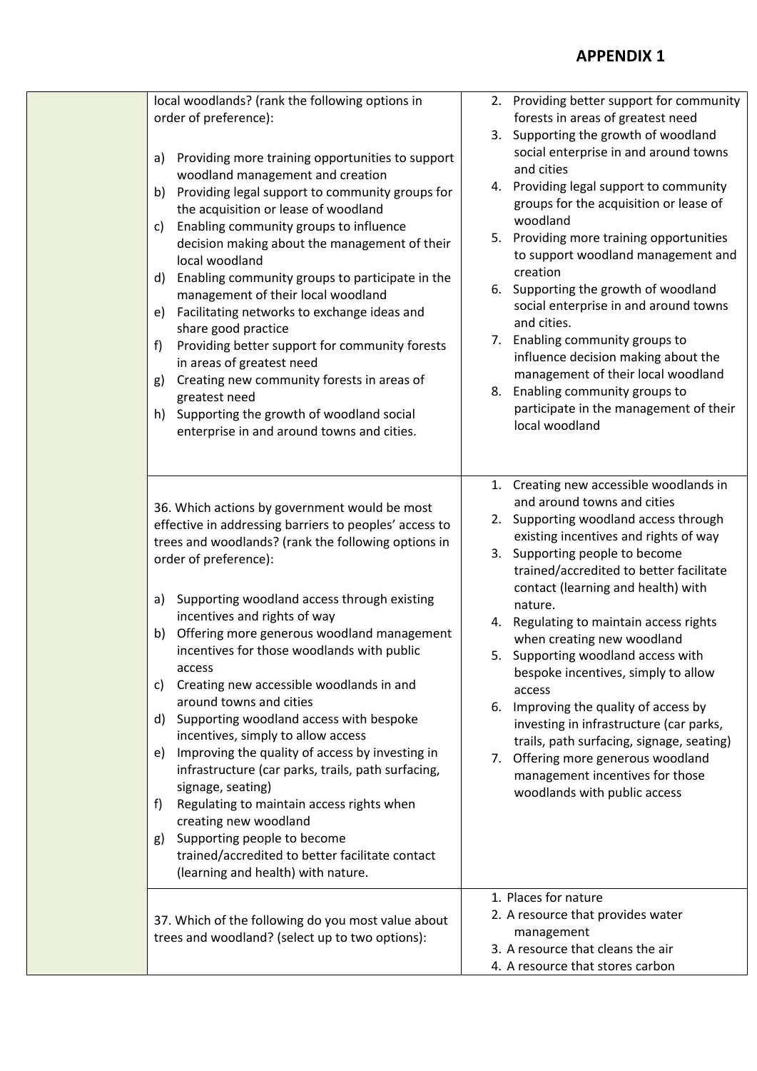## APPENDIX 1

| | | |
|---|---|---|
| | local woodlands? (rank the following options in order of preference):<br><br>a) Providing more training opportunities to support woodland management and creation<br>b) Providing legal support to community groups for the acquisition or lease of woodland<br>c) Enabling community groups to influence decision making about the management of their local woodland<br>d) Enabling community groups to participate in the management of their local woodland<br>e) Facilitating networks to exchange ideas and share good practice<br>f) Providing better support for community forests in areas of greatest need<br>g) Creating new community forests in areas of greatest need<br>h) Supporting the growth of woodland social enterprise in and around towns and cities. | 2. Providing better support for community forests in areas of greatest need<br>3. Supporting the growth of woodland social enterprise in and around towns and cities<br>4. Providing legal support to community groups for the acquisition or lease of woodland<br>5. Providing more training opportunities to support woodland management and creation<br>6. Supporting the growth of woodland social enterprise in and around towns and cities.<br>7. Enabling community groups to influence decision making about the management of their local woodland<br>8. Enabling community groups to participate in the management of their local woodland |
| | 36. Which actions by government would be most effective in addressing barriers to peoples' access to trees and woodlands? (rank the following options in order of preference):<br><br>a) Supporting woodland access through existing incentives and rights of way<br>b) Offering more generous woodland management incentives for those woodlands with public access<br>c) Creating new accessible woodlands in and around towns and cities<br>d) Supporting woodland access with bespoke incentives, simply to allow access<br>e) Improving the quality of access by investing in infrastructure (car parks, trails, path surfacing, signage, seating)<br>f) Regulating to maintain access rights when creating new woodland<br>g) Supporting people to become trained/accredited to better facilitate contact (learning and health) with nature. | 1. Creating new accessible woodlands in and around towns and cities<br>2. Supporting woodland access through existing incentives and rights of way<br>3. Supporting people to become trained/accredited to better facilitate contact (learning and health) with nature.<br>4. Regulating to maintain access rights when creating new woodland<br>5. Supporting woodland access with bespoke incentives, simply to allow access<br>6. Improving the quality of access by investing in infrastructure (car parks, trails, path surfacing, signage, seating)<br>7. Offering more generous woodland management incentives for those woodlands with public access |
| | 37. Which of the following do you most value about trees and woodland? (select up to two options): | 1. Places for nature<br>2. A resource that provides water management<br>3. A resource that cleans the air<br>4. A resource that stores carbon |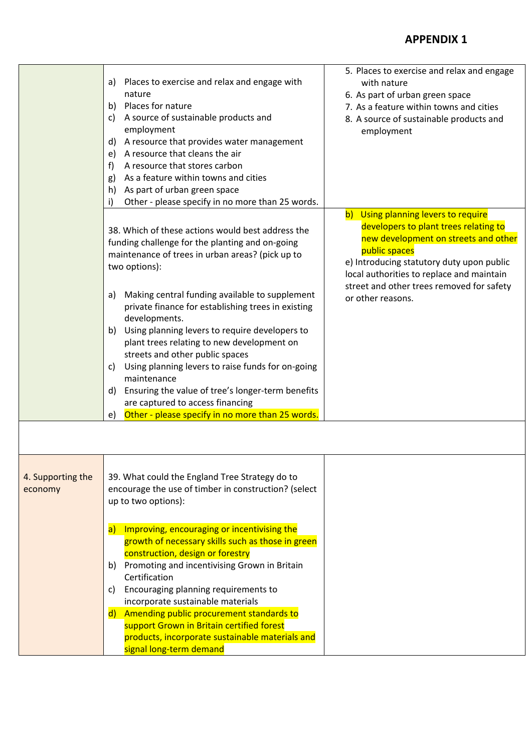# APPENDIX 1

| | | |
|---|---|---|
| | a) Places to exercise and relax and engage with nature<br>b) Places for nature<br>c) A source of sustainable products and employment<br>d) A resource that provides water management<br>e) A resource that cleans the air<br>f) A resource that stores carbon<br>g) As a feature within towns and cities<br>h) As part of urban green space<br>i) Other - please specify in no more than 25 words. | 5. Places to exercise and relax and engage with nature<br>6. As part of urban green space<br>7. As a feature within towns and cities<br>8. A source of sustainable products and employment |
| | 38. Which of these actions would best address the funding challenge for the planting and on-going maintenance of trees in urban areas? (pick up to two options):<br><br>a) Making central funding available to supplement private finance for establishing trees in existing developments.<br>b) Using planning levers to require developers to plant trees relating to new development on streets and other public spaces<br>c) Using planning levers to raise funds for on-going maintenance<br>d) Ensuring the value of tree's longer-term benefits are captured to access financing<br>e) Other - please specify in no more than 25 words. | b) Using planning levers to require developers to plant trees relating to new development on streets and other public spaces<br>e) Introducing statutory duty upon public local authorities to replace and maintain street and other trees removed for safety or other reasons. |
| | | |
| 4. Supporting the economy | 39. What could the England Tree Strategy do to encourage the use of timber in construction? (select up to two options):<br><br>a) Improving, encouraging or incentivising the growth of necessary skills such as those in green construction, design or forestry<br>b) Promoting and incentivising Grown in Britain Certification<br>c) Encouraging planning requirements to incorporate sustainable materials<br>d) Amending public procurement standards to support Grown in Britain certified forest products, incorporate sustainable materials and signal long-term demand | |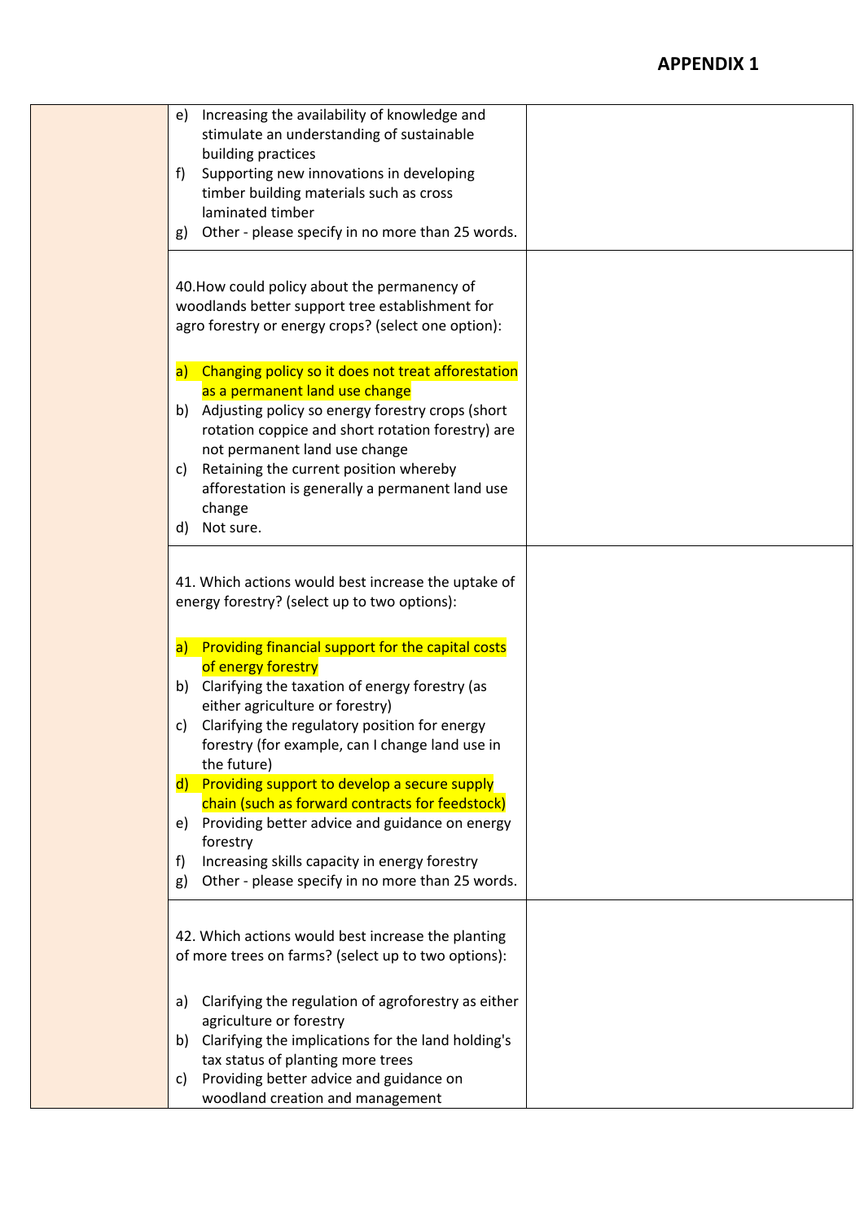**APPENDIX 1**

| | | |
|---|---|---|
| | e) Increasing the availability of knowledge and stimulate an understanding of sustainable building practices<br>f) Supporting new innovations in developing timber building materials such as cross laminated timber<br>g) Other - please specify in no more than 25 words. | |
| | 40.How could policy about the permanency of woodlands better support tree establishment for agro forestry or energy crops? (select one option):<br><br>a) Changing policy so it does not treat afforestation as a permanent land use change<br>b) Adjusting policy so energy forestry crops (short rotation coppice and short rotation forestry) are not permanent land use change<br>c) Retaining the current position whereby afforestation is generally a permanent land use change<br>d) Not sure. | |
| | 41. Which actions would best increase the uptake of energy forestry? (select up to two options):<br><br>a) Providing financial support for the capital costs of energy forestry<br>b) Clarifying the taxation of energy forestry (as either agriculture or forestry)<br>c) Clarifying the regulatory position for energy forestry (for example, can I change land use in the future)<br>d) Providing support to develop a secure supply chain (such as forward contracts for feedstock)<br>e) Providing better advice and guidance on energy forestry<br>f) Increasing skills capacity in energy forestry<br>g) Other - please specify in no more than 25 words. | |
| | 42. Which actions would best increase the planting of more trees on farms? (select up to two options):<br><br>a) Clarifying the regulation of agroforestry as either agriculture or forestry<br>b) Clarifying the implications for the land holding's tax status of planting more trees<br>c) Providing better advice and guidance on woodland creation and management | |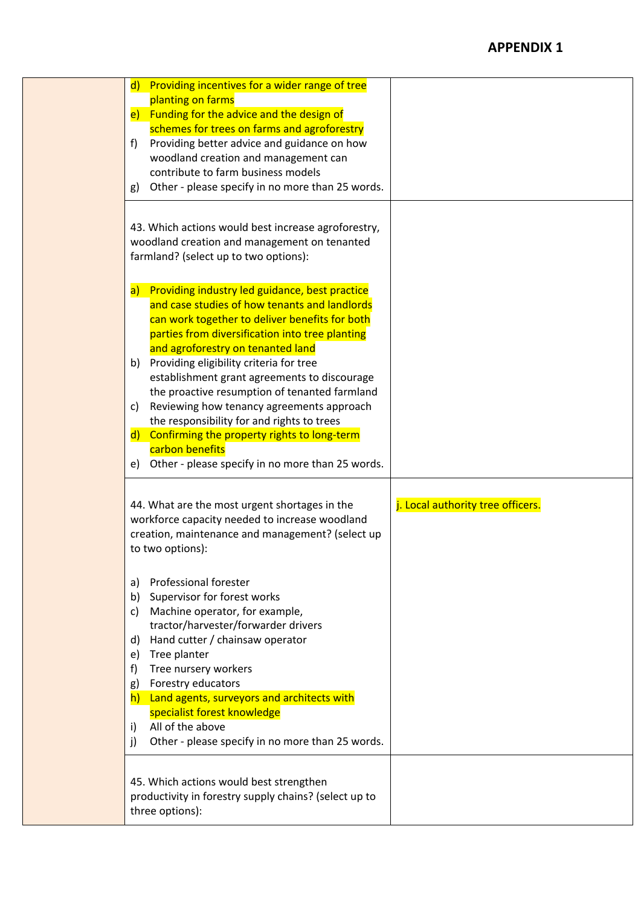# APPENDIX 1

| | | |
|---|---|---|
| | d) Providing incentives for a wider range of tree planting on farms<br>e) Funding for the advice and the design of schemes for trees on farms and agroforestry<br>f) Providing better advice and guidance on how woodland creation and management can contribute to farm business models<br>g) Other - please specify in no more than 25 words. | |
| | 43. Which actions would best increase agroforestry, woodland creation and management on tenanted farmland? (select up to two options):<br><br>a) Providing industry led guidance, best practice and case studies of how tenants and landlords can work together to deliver benefits for both parties from diversification into tree planting and agroforestry on tenanted land<br>b) Providing eligibility criteria for tree establishment grant agreements to discourage the proactive resumption of tenanted farmland<br>c) Reviewing how tenancy agreements approach the responsibility for and rights to trees<br>d) Confirming the property rights to long-term carbon benefits<br>e) Other - please specify in no more than 25 words. | |
| | 44. What are the most urgent shortages in the workforce capacity needed to increase woodland creation, maintenance and management? (select up to two options):<br><br>a) Professional forester<br>b) Supervisor for forest works<br>c) Machine operator, for example, tractor/harvester/forwarder drivers<br>d) Hand cutter / chainsaw operator<br>e) Tree planter<br>f) Tree nursery workers<br>g) Forestry educators<br>h) Land agents, surveyors and architects with specialist forest knowledge<br>i) All of the above<br>j) Other - please specify in no more than 25 words. | j. Local authority tree officers. |
| | 45. Which actions would best strengthen productivity in forestry supply chains? (select up to three options): | |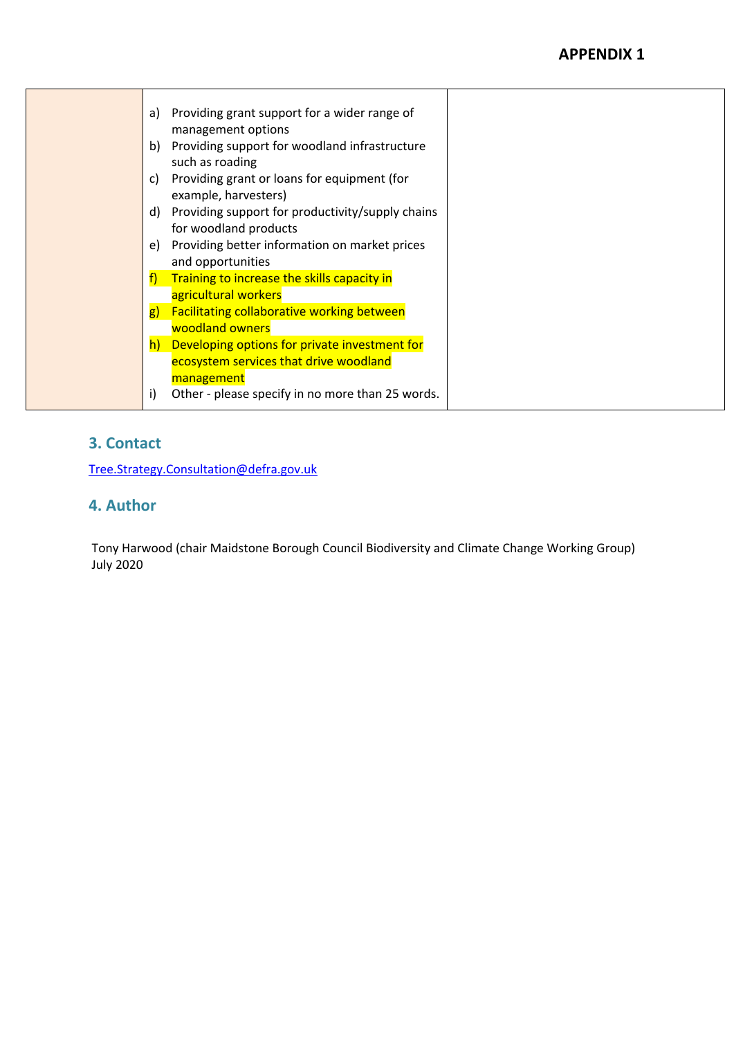| | | |
|---|---|---|
| | a) Providing grant support for a wider range of management options<br>b) Providing support for woodland infrastructure such as roading<br>c) Providing grant or loans for equipment (for example, harvesters)<br>d) Providing support for productivity/supply chains for woodland products<br>e) Providing better information on market prices and opportunities<br>f) Training to increase the skills capacity in agricultural workers<br>g) Facilitating collaborative working between woodland owners<br>h) Developing options for private investment for ecosystem services that drive woodland management<br>i) Other - please specify in no more than 25 words. | |

## 3. Contact

Tree.Strategy.Consultation@defra.gov.uk

## 4. Author

Tony Harwood (chair Maidstone Borough Council Biodiversity and Climate Change Working Group)
July 2020